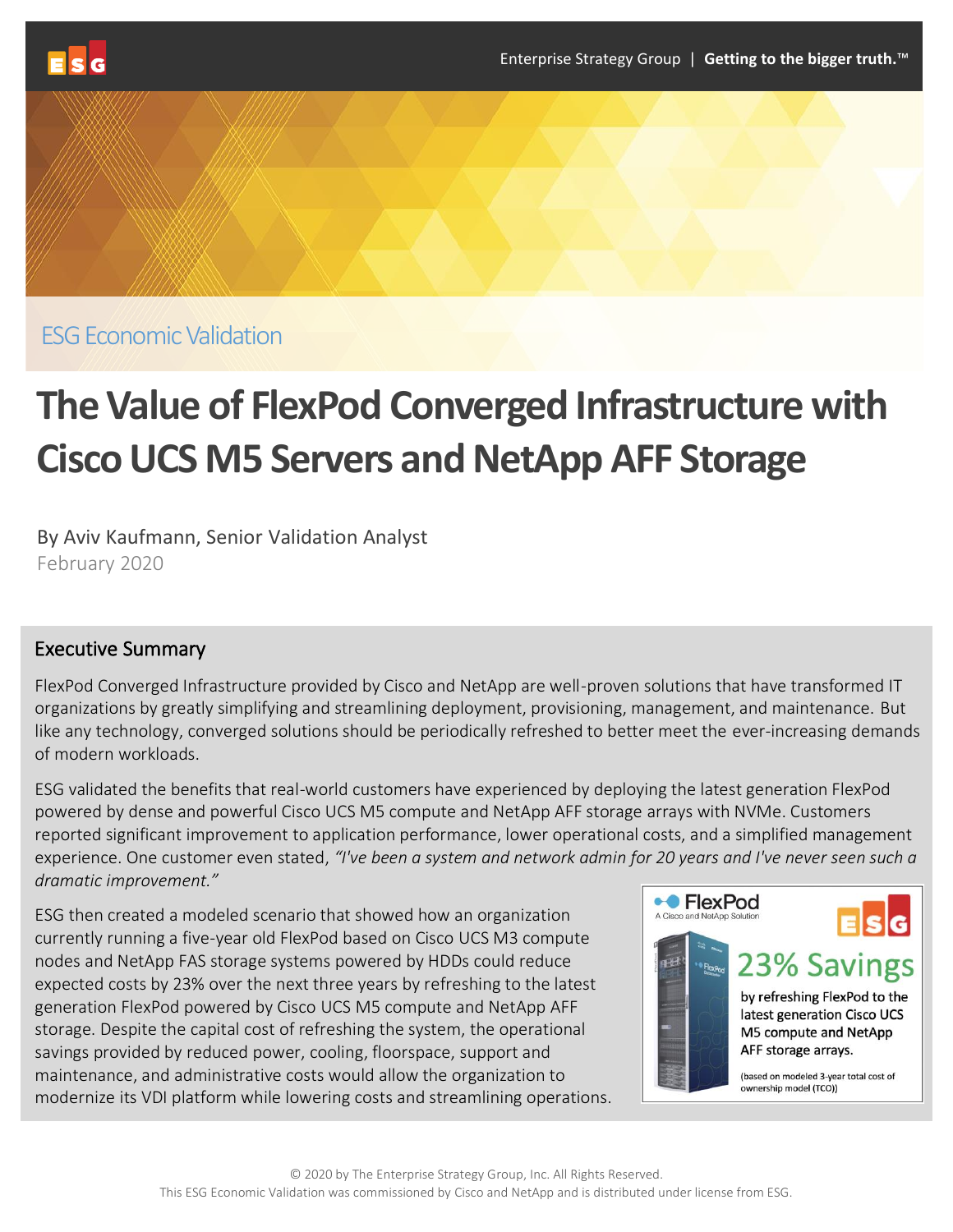ESG Economic Validation

# The Value of FlexPod Converged Infrastructure with Cisco UCS M5 Servers and NetApp AFF Storage

By Aviv Kaufmann, Senior Validation Analyst
February 2020

## Executive Summary

FlexPod Converged Infrastructure provided by Cisco and NetApp are well-proven solutions that have transformed IT organizations by greatly simplifying and streamlining deployment, provisioning, management, and maintenance. But like any technology, converged solutions should be periodically refreshed to better meet the ever-increasing demands of modern workloads.

ESG validated the benefits that real-world customers have experienced by deploying the latest generation FlexPod powered by dense and powerful Cisco UCS M5 compute and NetApp AFF storage arrays with NVMe. Customers reported significant improvement to application performance, lower operational costs, and a simplified management experience. One customer even stated, *"I've been a system and network admin for 20 years and I've never seen such a dramatic improvement."*

ESG then created a modeled scenario that showed how an organization currently running a five-year old FlexPod based on Cisco UCS M3 compute nodes and NetApp FAS storage systems powered by HDDs could reduce expected costs by 23% over the next three years by refreshing to the latest generation FlexPod powered by Cisco UCS M5 compute and NetApp AFF storage. Despite the capital cost of refreshing the system, the operational savings provided by reduced power, cooling, floorspace, support and maintenance, and administrative costs would allow the organization to modernize its VDI platform while lowering costs and streamlining operations.

**23% Savings** by refreshing FlexPod to the latest generation Cisco UCS M5 compute and NetApp AFF storage arrays.

(based on modeled 3-year total cost of ownership model (TCO))

© 2020 by The Enterprise Strategy Group, Inc. All Rights Reserved.
This ESG Economic Validation was commissioned by Cisco and NetApp and is distributed under license from ESG.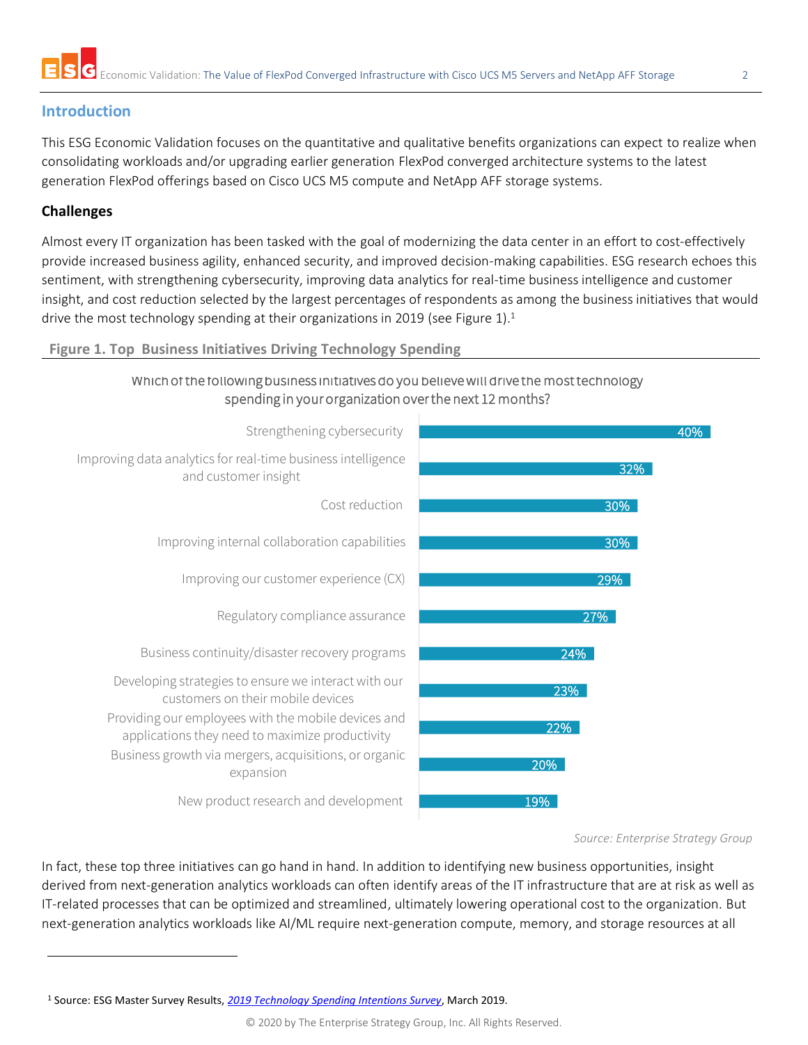## Introduction

This ESG Economic Validation focuses on the quantitative and qualitative benefits organizations can expect to realize when consolidating workloads and/or upgrading earlier generation FlexPod converged architecture systems to the latest generation FlexPod offerings based on Cisco UCS M5 compute and NetApp AFF storage systems.

### Challenges

Almost every IT organization has been tasked with the goal of modernizing the data center in an effort to cost-effectively provide increased business agility, enhanced security, and improved decision-making capabilities. ESG research echoes this sentiment, with strengthening cybersecurity, improving data analytics for real-time business intelligence and customer insight, and cost reduction selected by the largest percentages of respondents as among the business initiatives that would drive the most technology spending at their organizations in 2019 (see Figure 1).[1]

**Figure 1. Top Business Initiatives Driving Technology Spending**

Which of the following business initiatives do you believe will drive the most technology spending in your organization over the next 12 months?

| Business initiative | Percentage |
| --- | --- |
| Strengthening cybersecurity | 40% |
| Improving data analytics for real-time business intelligence and customer insight | 32% |
| Cost reduction | 30% |
| Improving internal collaboration capabilities | 30% |
| Improving our customer experience (CX) | 29% |
| Regulatory compliance assurance | 27% |
| Business continuity/disaster recovery programs | 24% |
| Developing strategies to ensure we interact with our customers on their mobile devices | 23% |
| Providing our employees with the mobile devices and applications they need to maximize productivity | 22% |
| Business growth via mergers, acquisitions, or organic expansion | 20% |
| New product research and development | 19% |

*Source: Enterprise Strategy Group*

In fact, these top three initiatives can go hand in hand. In addition to identifying new business opportunities, insight derived from next-generation analytics workloads can often identify areas of the IT infrastructure that are at risk as well as IT-related processes that can be optimized and streamlined, ultimately lowering operational cost to the organization. But next-generation analytics workloads like AI/ML require next-generation compute, memory, and storage resources at all

[1] Source: ESG Master Survey Results, *2019 Technology Spending Intentions Survey*, March 2019.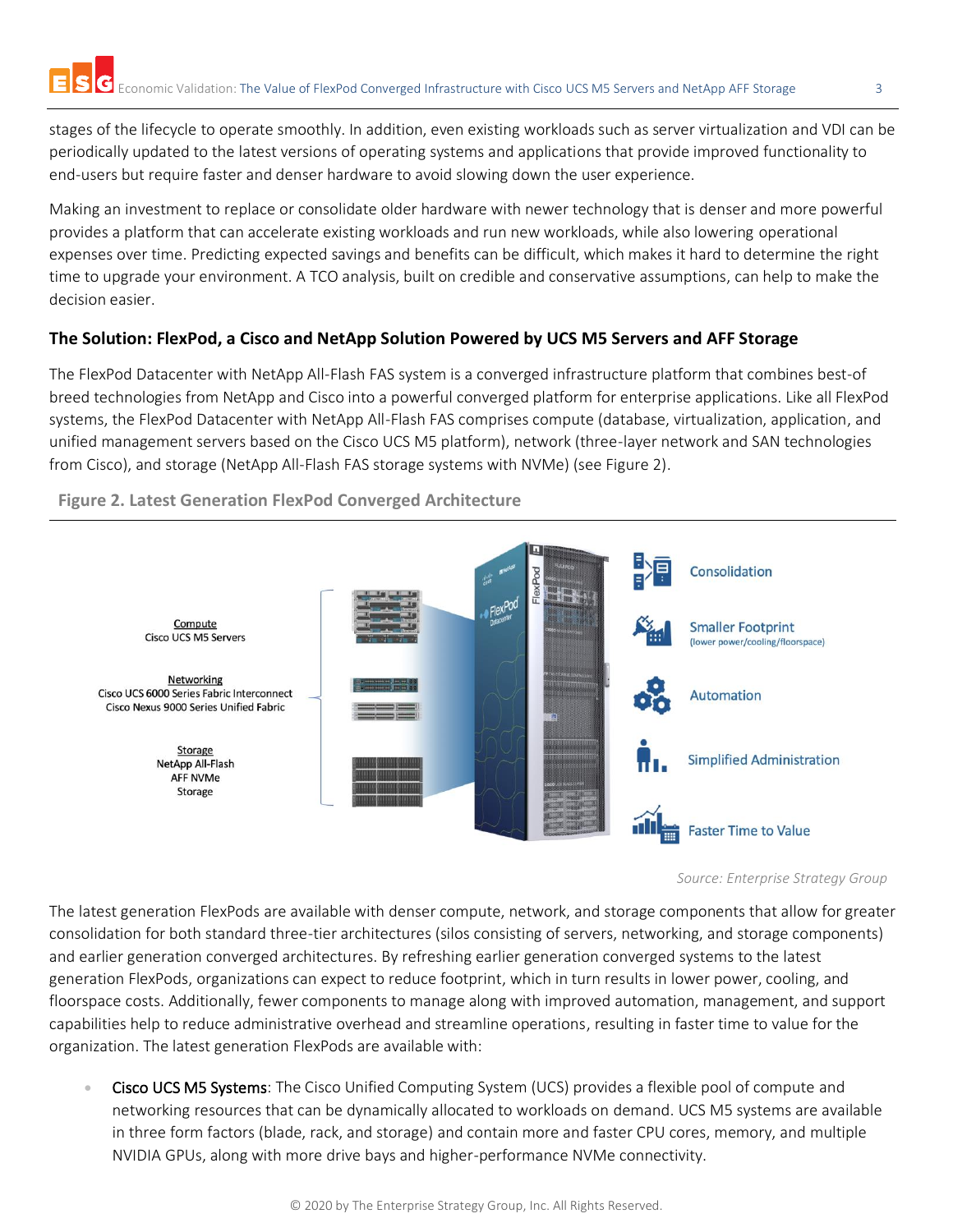stages of the lifecycle to operate smoothly. In addition, even existing workloads such as server virtualization and VDI can be periodically updated to the latest versions of operating systems and applications that provide improved functionality to end-users but require faster and denser hardware to avoid slowing down the user experience.

Making an investment to replace or consolidate older hardware with newer technology that is denser and more powerful provides a platform that can accelerate existing workloads and run new workloads, while also lowering operational expenses over time. Predicting expected savings and benefits can be difficult, which makes it hard to determine the right time to upgrade your environment. A TCO analysis, built on credible and conservative assumptions, can help to make the decision easier.

## The Solution: FlexPod, a Cisco and NetApp Solution Powered by UCS M5 Servers and AFF Storage

The FlexPod Datacenter with NetApp All-Flash FAS system is a converged infrastructure platform that combines best-of breed technologies from NetApp and Cisco into a powerful converged platform for enterprise applications. Like all FlexPod systems, the FlexPod Datacenter with NetApp All-Flash FAS comprises compute (database, virtualization, application, and unified management servers based on the Cisco UCS M5 platform), network (three-layer network and SAN technologies from Cisco), and storage (NetApp All-Flash FAS storage systems with NVMe) (see Figure 2).

**Figure 2. Latest Generation FlexPod Converged Architecture**

Compute
Cisco UCS M5 Servers

Networking
Cisco UCS 6000 Series Fabric Interconnect
Cisco Nexus 9000 Series Unified Fabric

Storage
NetApp All-Flash
AFF NVMe
Storage

Consolidation

Smaller Footprint
(lower power/cooling/floorspace)

Automation

Simplified Administration

Faster Time to Value

*Source: Enterprise Strategy Group*

The latest generation FlexPods are available with denser compute, network, and storage components that allow for greater consolidation for both standard three-tier architectures (silos consisting of servers, networking, and storage components) and earlier generation converged architectures. By refreshing earlier generation converged systems to the latest generation FlexPods, organizations can expect to reduce footprint, which in turn results in lower power, cooling, and floorspace costs. Additionally, fewer components to manage along with improved automation, management, and support capabilities help to reduce administrative overhead and streamline operations, resulting in faster time to value for the organization. The latest generation FlexPods are available with:

- Cisco UCS M5 Systems: The Cisco Unified Computing System (UCS) provides a flexible pool of compute and networking resources that can be dynamically allocated to workloads on demand. UCS M5 systems are available in three form factors (blade, rack, and storage) and contain more and faster CPU cores, memory, and multiple NVIDIA GPUs, along with more drive bays and higher-performance NVMe connectivity.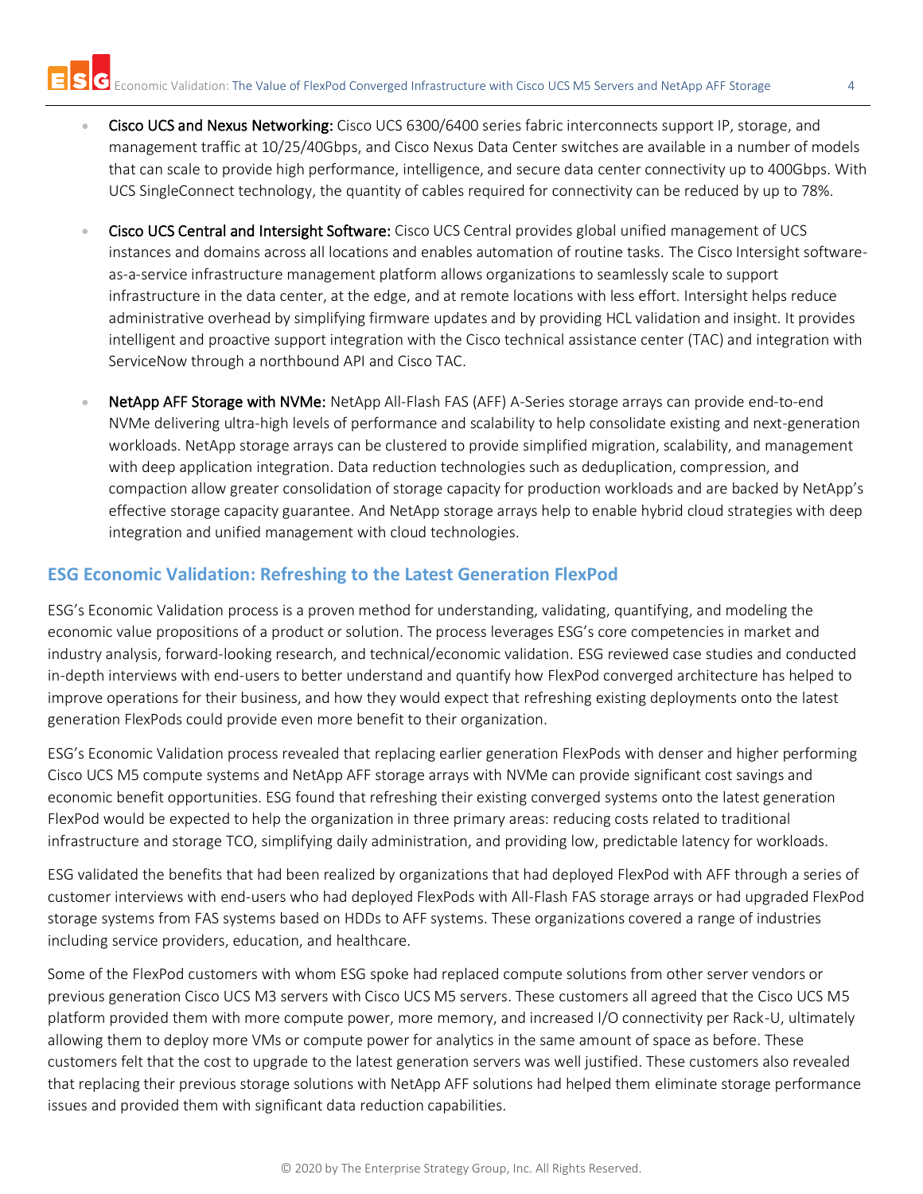- **Cisco UCS and Nexus Networking:** Cisco UCS 6300/6400 series fabric interconnects support IP, storage, and management traffic at 10/25/40Gbps, and Cisco Nexus Data Center switches are available in a number of models that can scale to provide high performance, intelligence, and secure data center connectivity up to 400Gbps. With UCS SingleConnect technology, the quantity of cables required for connectivity can be reduced by up to 78%.

- **Cisco UCS Central and Intersight Software:** Cisco UCS Central provides global unified management of UCS instances and domains across all locations and enables automation of routine tasks. The Cisco Intersight software-as-a-service infrastructure management platform allows organizations to seamlessly scale to support infrastructure in the data center, at the edge, and at remote locations with less effort. Intersight helps reduce administrative overhead by simplifying firmware updates and by providing HCL validation and insight. It provides intelligent and proactive support integration with the Cisco technical assistance center (TAC) and integration with ServiceNow through a northbound API and Cisco TAC.

- **NetApp AFF Storage with NVMe:** NetApp All-Flash FAS (AFF) A-Series storage arrays can provide end-to-end NVMe delivering ultra-high levels of performance and scalability to help consolidate existing and next-generation workloads. NetApp storage arrays can be clustered to provide simplified migration, scalability, and management with deep application integration. Data reduction technologies such as deduplication, compression, and compaction allow greater consolidation of storage capacity for production workloads and are backed by NetApp's effective storage capacity guarantee. And NetApp storage arrays help to enable hybrid cloud strategies with deep integration and unified management with cloud technologies.

## ESG Economic Validation: Refreshing to the Latest Generation FlexPod

ESG's Economic Validation process is a proven method for understanding, validating, quantifying, and modeling the economic value propositions of a product or solution. The process leverages ESG's core competencies in market and industry analysis, forward-looking research, and technical/economic validation. ESG reviewed case studies and conducted in-depth interviews with end-users to better understand and quantify how FlexPod converged architecture has helped to improve operations for their business, and how they would expect that refreshing existing deployments onto the latest generation FlexPods could provide even more benefit to their organization.

ESG's Economic Validation process revealed that replacing earlier generation FlexPods with denser and higher performing Cisco UCS M5 compute systems and NetApp AFF storage arrays with NVMe can provide significant cost savings and economic benefit opportunities. ESG found that refreshing their existing converged systems onto the latest generation FlexPod would be expected to help the organization in three primary areas: reducing costs related to traditional infrastructure and storage TCO, simplifying daily administration, and providing low, predictable latency for workloads.

ESG validated the benefits that had been realized by organizations that had deployed FlexPod with AFF through a series of customer interviews with end-users who had deployed FlexPods with All-Flash FAS storage arrays or had upgraded FlexPod storage systems from FAS systems based on HDDs to AFF systems. These organizations covered a range of industries including service providers, education, and healthcare.

Some of the FlexPod customers with whom ESG spoke had replaced compute solutions from other server vendors or previous generation Cisco UCS M3 servers with Cisco UCS M5 servers. These customers all agreed that the Cisco UCS M5 platform provided them with more compute power, more memory, and increased I/O connectivity per Rack-U, ultimately allowing them to deploy more VMs or compute power for analytics in the same amount of space as before. These customers felt that the cost to upgrade to the latest generation servers was well justified. These customers also revealed that replacing their previous storage solutions with NetApp AFF solutions had helped them eliminate storage performance issues and provided them with significant data reduction capabilities.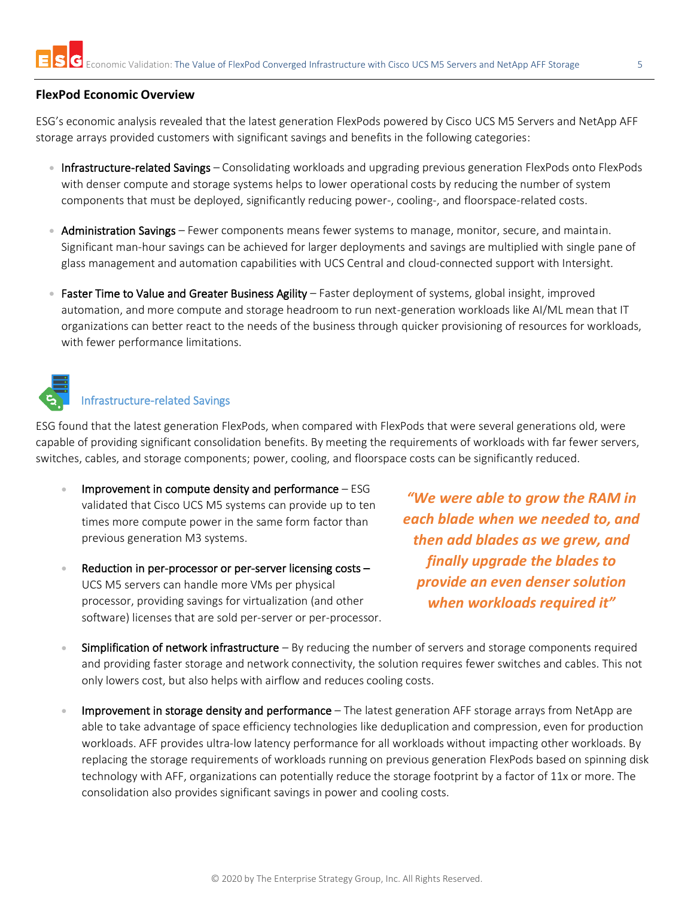## FlexPod Economic Overview

ESG's economic analysis revealed that the latest generation FlexPods powered by Cisco UCS M5 Servers and NetApp AFF storage arrays provided customers with significant savings and benefits in the following categories:

- Infrastructure-related Savings – Consolidating workloads and upgrading previous generation FlexPods onto FlexPods with denser compute and storage systems helps to lower operational costs by reducing the number of system components that must be deployed, significantly reducing power-, cooling-, and floorspace-related costs.
- Administration Savings – Fewer components means fewer systems to manage, monitor, secure, and maintain. Significant man-hour savings can be achieved for larger deployments and savings are multiplied with single pane of glass management and automation capabilities with UCS Central and cloud-connected support with Intersight.
- Faster Time to Value and Greater Business Agility – Faster deployment of systems, global insight, improved automation, and more compute and storage headroom to run next-generation workloads like AI/ML mean that IT organizations can better react to the needs of the business through quicker provisioning of resources for workloads, with fewer performance limitations.

### Infrastructure-related Savings

ESG found that the latest generation FlexPods, when compared with FlexPods that were several generations old, were capable of providing significant consolidation benefits. By meeting the requirements of workloads with far fewer servers, switches, cables, and storage components; power, cooling, and floorspace costs can be significantly reduced.

- Improvement in compute density and performance – ESG validated that Cisco UCS M5 systems can provide up to ten times more compute power in the same form factor than previous generation M3 systems.
- Reduction in per-processor or per-server licensing costs – UCS M5 servers can handle more VMs per physical processor, providing savings for virtualization (and other software) licenses that are sold per-server or per-processor.

***"We were able to grow the RAM in each blade when we needed to, and then add blades as we grew, and finally upgrade the blades to provide an even denser solution when workloads required it"***

- Simplification of network infrastructure – By reducing the number of servers and storage components required and providing faster storage and network connectivity, the solution requires fewer switches and cables. This not only lowers cost, but also helps with airflow and reduces cooling costs.
- Improvement in storage density and performance – The latest generation AFF storage arrays from NetApp are able to take advantage of space efficiency technologies like deduplication and compression, even for production workloads. AFF provides ultra-low latency performance for all workloads without impacting other workloads. By replacing the storage requirements of workloads running on previous generation FlexPods based on spinning disk technology with AFF, organizations can potentially reduce the storage footprint by a factor of 11x or more. The consolidation also provides significant savings in power and cooling costs.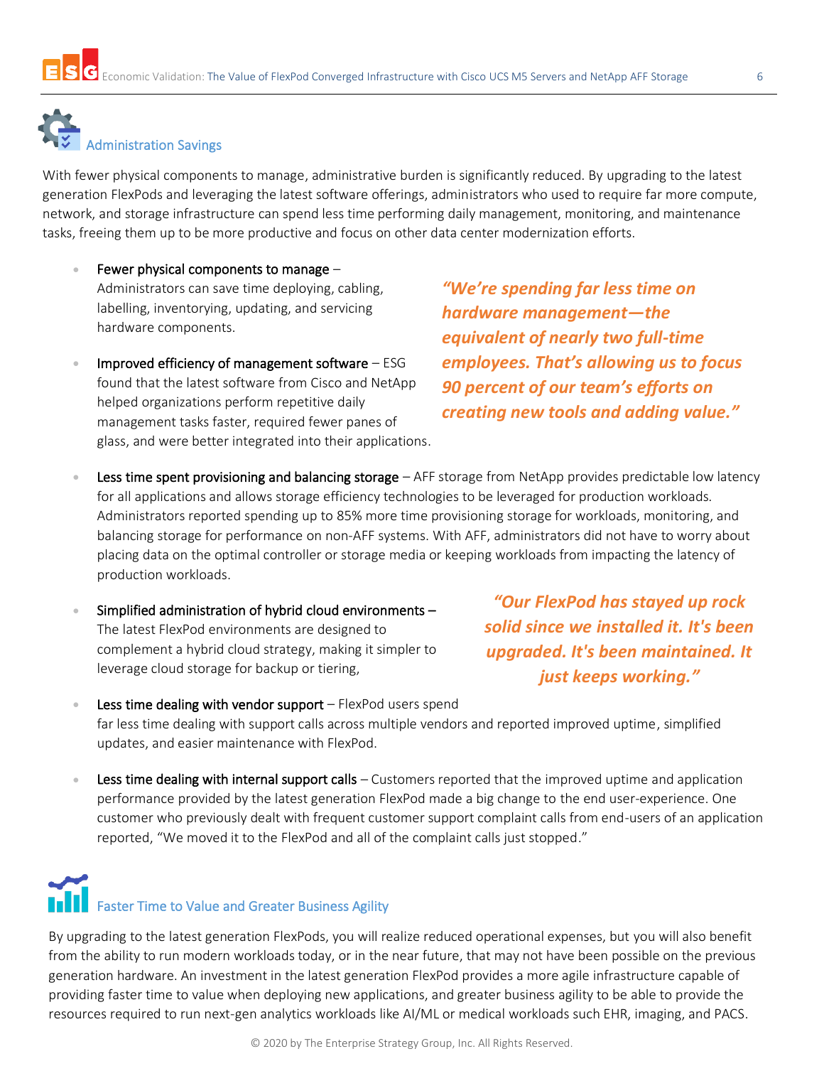## Administration Savings

With fewer physical components to manage, administrative burden is significantly reduced. By upgrading to the latest generation FlexPods and leveraging the latest software offerings, administrators who used to require far more compute, network, and storage infrastructure can spend less time performing daily management, monitoring, and maintenance tasks, freeing them up to be more productive and focus on other data center modernization efforts.

- Fewer physical components to manage – Administrators can save time deploying, cabling, labelling, inventorying, updating, and servicing hardware components.
- Improved efficiency of management software – ESG found that the latest software from Cisco and NetApp helped organizations perform repetitive daily management tasks faster, required fewer panes of glass, and were better integrated into their applications.

***"We're spending far less time on hardware management—the equivalent of nearly two full-time employees. That's allowing us to focus 90 percent of our team's efforts on creating new tools and adding value."***

- Less time spent provisioning and balancing storage – AFF storage from NetApp provides predictable low latency for all applications and allows storage efficiency technologies to be leveraged for production workloads. Administrators reported spending up to 85% more time provisioning storage for workloads, monitoring, and balancing storage for performance on non-AFF systems. With AFF, administrators did not have to worry about placing data on the optimal controller or storage media or keeping workloads from impacting the latency of production workloads.
- Simplified administration of hybrid cloud environments – The latest FlexPod environments are designed to complement a hybrid cloud strategy, making it simpler to leverage cloud storage for backup or tiering,

***"Our FlexPod has stayed up rock solid since we installed it. It's been upgraded. It's been maintained. It just keeps working."***

- Less time dealing with vendor support – FlexPod users spend far less time dealing with support calls across multiple vendors and reported improved uptime, simplified updates, and easier maintenance with FlexPod.
- Less time dealing with internal support calls – Customers reported that the improved uptime and application performance provided by the latest generation FlexPod made a big change to the end user-experience. One customer who previously dealt with frequent customer support complaint calls from end-users of an application reported, "We moved it to the FlexPod and all of the complaint calls just stopped."

## Faster Time to Value and Greater Business Agility

By upgrading to the latest generation FlexPods, you will realize reduced operational expenses, but you will also benefit from the ability to run modern workloads today, or in the near future, that may not have been possible on the previous generation hardware. An investment in the latest generation FlexPod provides a more agile infrastructure capable of providing faster time to value when deploying new applications, and greater business agility to be able to provide the resources required to run next-gen analytics workloads like AI/ML or medical workloads such EHR, imaging, and PACS.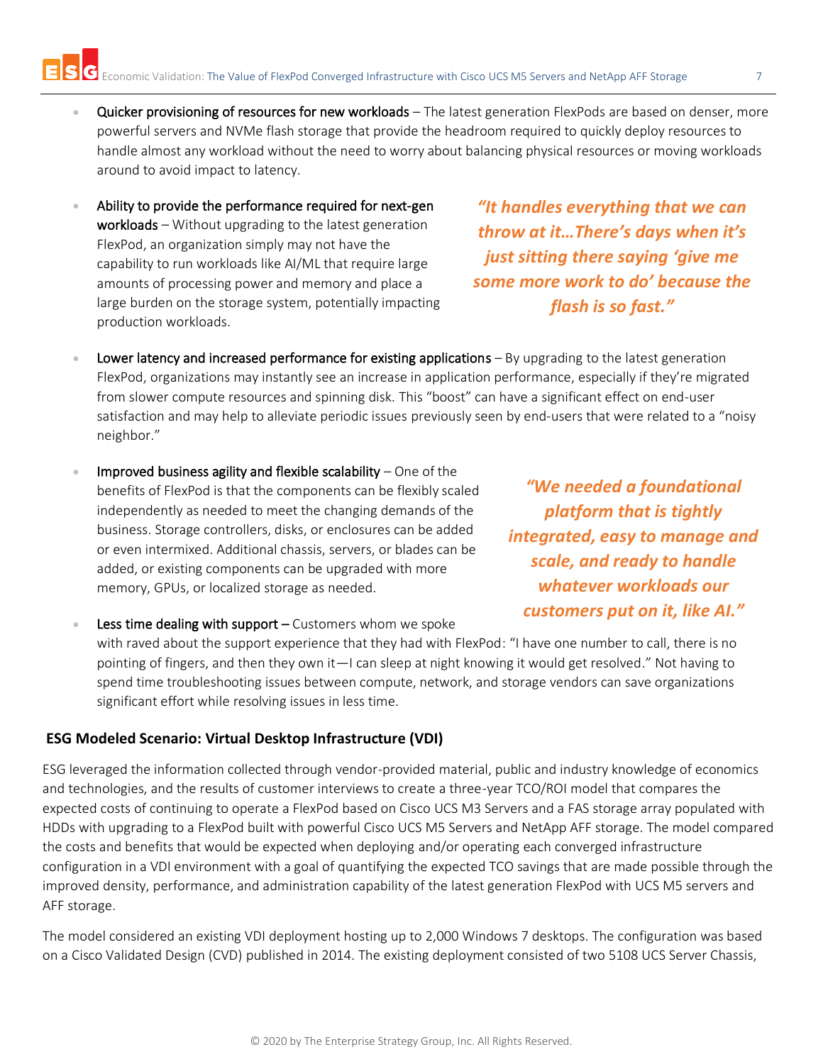- Quicker provisioning of resources for new workloads – The latest generation FlexPods are based on denser, more powerful servers and NVMe flash storage that provide the headroom required to quickly deploy resources to handle almost any workload without the need to worry about balancing physical resources or moving workloads around to avoid impact to latency.
- Ability to provide the performance required for next-gen workloads – Without upgrading to the latest generation FlexPod, an organization simply may not have the capability to run workloads like AI/ML that require large amounts of processing power and memory and place a large burden on the storage system, potentially impacting production workloads.

> ***"It handles everything that we can throw at it…There's days when it's just sitting there saying 'give me some more work to do' because the flash is so fast."***

- Lower latency and increased performance for existing applications – By upgrading to the latest generation FlexPod, organizations may instantly see an increase in application performance, especially if they're migrated from slower compute resources and spinning disk. This "boost" can have a significant effect on end-user satisfaction and may help to alleviate periodic issues previously seen by end-users that were related to a "noisy neighbor."
- Improved business agility and flexible scalability – One of the benefits of FlexPod is that the components can be flexibly scaled independently as needed to meet the changing demands of the business. Storage controllers, disks, or enclosures can be added or even intermixed. Additional chassis, servers, or blades can be added, or existing components can be upgraded with more memory, GPUs, or localized storage as needed.

> ***"We needed a foundational platform that is tightly integrated, easy to manage and scale, and ready to handle whatever workloads our customers put on it, like AI."***

- Less time dealing with support – Customers whom we spoke with raved about the support experience that they had with FlexPod: "I have one number to call, there is no pointing of fingers, and then they own it—I can sleep at night knowing it would get resolved." Not having to spend time troubleshooting issues between compute, network, and storage vendors can save organizations significant effort while resolving issues in less time.

## ESG Modeled Scenario: Virtual Desktop Infrastructure (VDI)

ESG leveraged the information collected through vendor-provided material, public and industry knowledge of economics and technologies, and the results of customer interviews to create a three-year TCO/ROI model that compares the expected costs of continuing to operate a FlexPod based on Cisco UCS M3 Servers and a FAS storage array populated with HDDs with upgrading to a FlexPod built with powerful Cisco UCS M5 Servers and NetApp AFF storage. The model compared the costs and benefits that would be expected when deploying and/or operating each converged infrastructure configuration in a VDI environment with a goal of quantifying the expected TCO savings that are made possible through the improved density, performance, and administration capability of the latest generation FlexPod with UCS M5 servers and AFF storage.

The model considered an existing VDI deployment hosting up to 2,000 Windows 7 desktops. The configuration was based on a Cisco Validated Design (CVD) published in 2014. The existing deployment consisted of two 5108 UCS Server Chassis,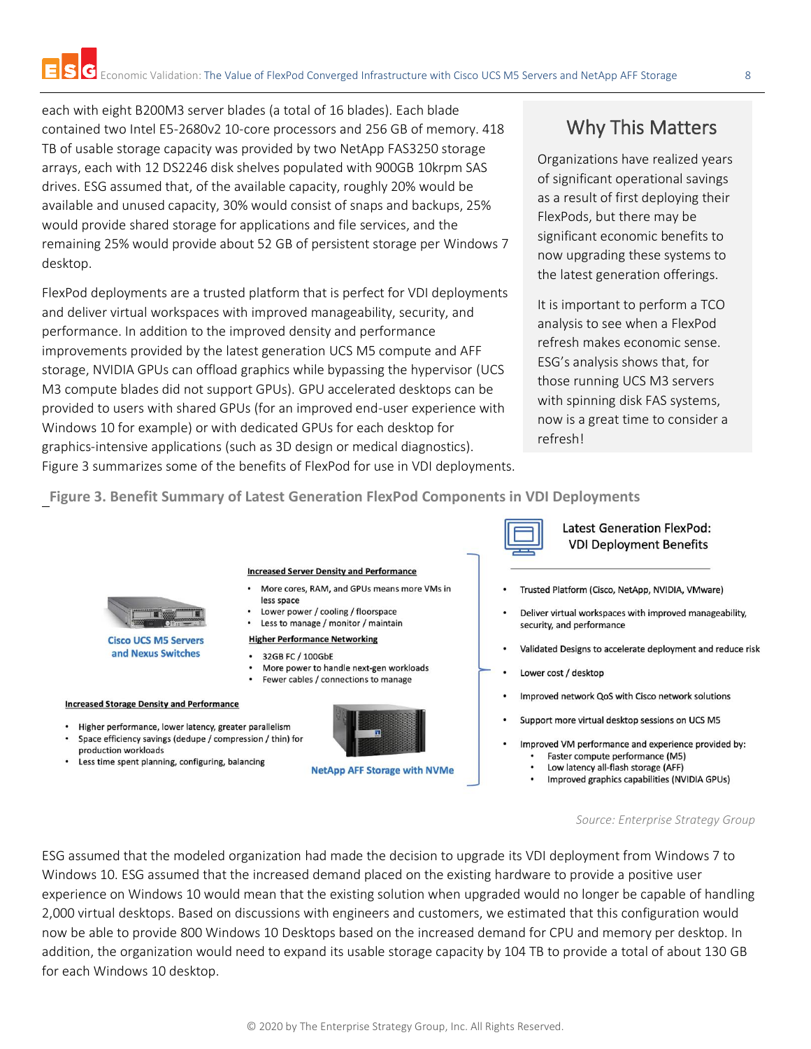each with eight B200M3 server blades (a total of 16 blades). Each blade contained two Intel E5-2680v2 10-core processors and 256 GB of memory. 418 TB of usable storage capacity was provided by two NetApp FAS3250 storage arrays, each with 12 DS2246 disk shelves populated with 900GB 10krpm SAS drives. ESG assumed that, of the available capacity, roughly 20% would be available and unused capacity, 30% would consist of snaps and backups, 25% would provide shared storage for applications and file services, and the remaining 25% would provide about 52 GB of persistent storage per Windows 7 desktop.

FlexPod deployments are a trusted platform that is perfect for VDI deployments and deliver virtual workspaces with improved manageability, security, and performance. In addition to the improved density and performance improvements provided by the latest generation UCS M5 compute and AFF storage, NVIDIA GPUs can offload graphics while bypassing the hypervisor (UCS M3 compute blades did not support GPUs). GPU accelerated desktops can be provided to users with shared GPUs (for an improved end-user experience with Windows 10 for example) or with dedicated GPUs for each desktop for graphics-intensive applications (such as 3D design or medical diagnostics). Figure 3 summarizes some of the benefits of FlexPod for use in VDI deployments.

> ## Why This Matters
>
> Organizations have realized years of significant operational savings as a result of first deploying their FlexPods, but there may be significant economic benefits to now upgrading these systems to the latest generation offerings.
>
> It is important to perform a TCO analysis to see when a FlexPod refresh makes economic sense. ESG's analysis shows that, for those running UCS M3 servers with spinning disk FAS systems, now is a great time to consider a refresh!

**Figure 3. Benefit Summary of Latest Generation FlexPod Components in VDI Deployments**

**Cisco UCS M5 Servers and Nexus Switches**

**Increased Server Density and Performance**

- More cores, RAM, and GPUs means more VMs in less space
- Lower power / cooling / floorspace
- Less to manage / monitor / maintain

**Higher Performance Networking**

- 32GB FC / 100GbE
- More power to handle next-gen workloads
- Fewer cables / connections to manage

**NetApp AFF Storage with NVMe**

**Increased Storage Density and Performance**

- Higher performance, lower latency, greater parallelism
- Space efficiency savings (dedupe / compression / thin) for production workloads
- Less time spent planning, configuring, balancing

**Latest Generation FlexPod: VDI Deployment Benefits**

- Trusted Platform (Cisco, NetApp, NVIDIA, VMware)
- Deliver virtual workspaces with improved manageability, security, and performance
- Validated Designs to accelerate deployment and reduce risk
- Lower cost / desktop
- Improved network QoS with Cisco network solutions
- Support more virtual desktop sessions on UCS M5
- Improved VM performance and experience provided by:
  - Faster compute performance (M5)
  - Low latency all-flash storage (AFF)
  - Improved graphics capabilities (NVIDIA GPUs)

*Source: Enterprise Strategy Group*

ESG assumed that the modeled organization had made the decision to upgrade its VDI deployment from Windows 7 to Windows 10. ESG assumed that the increased demand placed on the existing hardware to provide a positive user experience on Windows 10 would mean that the existing solution when upgraded would no longer be capable of handling 2,000 virtual desktops. Based on discussions with engineers and customers, we estimated that this configuration would now be able to provide 800 Windows 10 Desktops based on the increased demand for CPU and memory per desktop. In addition, the organization would need to expand its usable storage capacity by 104 TB to provide a total of about 130 GB for each Windows 10 desktop.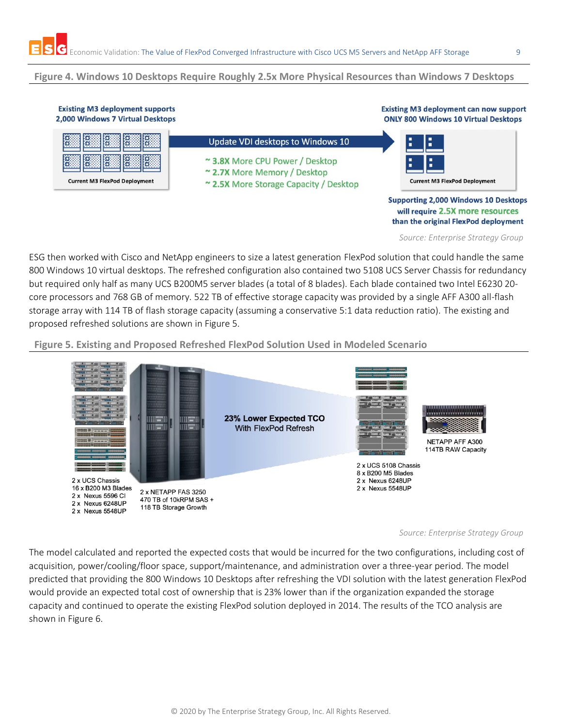**Figure 4. Windows 10 Desktops Require Roughly 2.5x More Physical Resources than Windows 7 Desktops**

Existing M3 deployment supports 2,000 Windows 7 Virtual Desktops

Current M3 FlexPod Deployment

Update VDI desktops to Windows 10

~ 3.8X More CPU Power / Desktop

~ 2.7X More Memory / Desktop

~ 2.5X More Storage Capacity / Desktop

Existing M3 deployment can now support ONLY 800 Windows 10 Virtual Desktops

Current M3 FlexPod Deployment

Supporting 2,000 Windows 10 Desktops will require 2.5X more resources than the original FlexPod deployment

*Source: Enterprise Strategy Group*

ESG then worked with Cisco and NetApp engineers to size a latest generation FlexPod solution that could handle the same 800 Windows 10 virtual desktops. The refreshed configuration also contained two 5108 UCS Server Chassis for redundancy but required only half as many UCS B200M5 server blades (a total of 8 blades). Each blade contained two Intel E6230 20-core processors and 768 GB of memory. 522 TB of effective storage capacity was provided by a single AFF A300 all-flash storage array with 114 TB of flash storage capacity (assuming a conservative 5:1 data reduction ratio). The existing and proposed refreshed solutions are shown in Figure 5.

**Figure 5. Existing and Proposed Refreshed FlexPod Solution Used in Modeled Scenario**

2 x UCS Chassis
16 x B200 M3 Blades
2 x Nexus 5596 CI
2 x Nexus 6248UP
2 x Nexus 5548UP

2 x NETAPP FAS 3250
470 TB of 10kRPM SAS +
118 TB Storage Growth

23% Lower Expected TCO
With FlexPod Refresh

2 x UCS 5108 Chassis
8 x B200 M5 Blades
2 x Nexus 6248UP
2 x Nexus 5548UP

NETAPP AFF A300
114TB RAW Capacity

*Source: Enterprise Strategy Group*

The model calculated and reported the expected costs that would be incurred for the two configurations, including cost of acquisition, power/cooling/floor space, support/maintenance, and administration over a three-year period. The model predicted that providing the 800 Windows 10 Desktops after refreshing the VDI solution with the latest generation FlexPod would provide an expected total cost of ownership that is 23% lower than if the organization expanded the storage capacity and continued to operate the existing FlexPod solution deployed in 2014. The results of the TCO analysis are shown in Figure 6.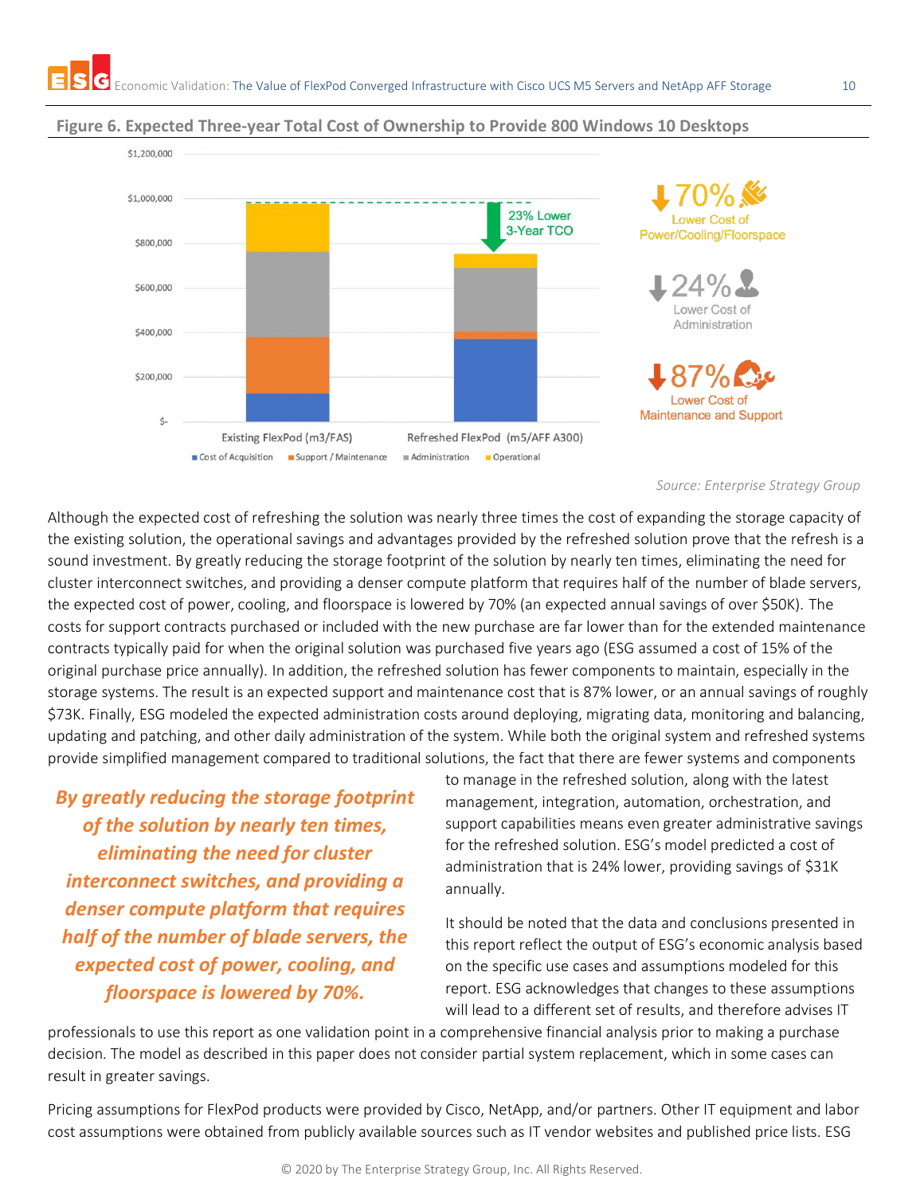**Figure 6. Expected Three-year Total Cost of Ownership to Provide 800 Windows 10 Desktops**

$1,200,000
$1,000,000
$800,000
$600,000
$400,000
$200,000
$-

Existing FlexPod (m3/FAS)
Refreshed FlexPod (m5/AFF A300)

23% Lower 3-Year TCO

Cost of Acquisition
Support / Maintenance
Administration
Operational

70% Lower Cost of Power/Cooling/Floorspace

24% Lower Cost of Administration

87% Lower Cost of Maintenance and Support

*Source: Enterprise Strategy Group*

Although the expected cost of refreshing the solution was nearly three times the cost of expanding the storage capacity of the existing solution, the operational savings and advantages provided by the refreshed solution prove that the refresh is a sound investment. By greatly reducing the storage footprint of the solution by nearly ten times, eliminating the need for cluster interconnect switches, and providing a denser compute platform that requires half of the number of blade servers, the expected cost of power, cooling, and floorspace is lowered by 70% (an expected annual savings of over $50K). The costs for support contracts purchased or included with the new purchase are far lower than for the extended maintenance contracts typically paid for when the original solution was purchased five years ago (ESG assumed a cost of 15% of the original purchase price annually). In addition, the refreshed solution has fewer components to maintain, especially in the storage systems. The result is an expected support and maintenance cost that is 87% lower, or an annual savings of roughly $73K. Finally, ESG modeled the expected administration costs around deploying, migrating data, monitoring and balancing, updating and patching, and other daily administration of the system. While both the original system and refreshed systems provide simplified management compared to traditional solutions, the fact that there are fewer systems and components to manage in the refreshed solution, along with the latest management, integration, automation, orchestration, and support capabilities means even greater administrative savings for the refreshed solution. ESG's model predicted a cost of administration that is 24% lower, providing savings of $31K annually.

*By greatly reducing the storage footprint of the solution by nearly ten times, eliminating the need for cluster interconnect switches, and providing a denser compute platform that requires half of the number of blade servers, the expected cost of power, cooling, and floorspace is lowered by 70%.*

It should be noted that the data and conclusions presented in this report reflect the output of ESG's economic analysis based on the specific use cases and assumptions modeled for this report. ESG acknowledges that changes to these assumptions will lead to a different set of results, and therefore advises IT professionals to use this report as one validation point in a comprehensive financial analysis prior to making a purchase decision. The model as described in this paper does not consider partial system replacement, which in some cases can result in greater savings.

Pricing assumptions for FlexPod products were provided by Cisco, NetApp, and/or partners. Other IT equipment and labor cost assumptions were obtained from publicly available sources such as IT vendor websites and published price lists. ESG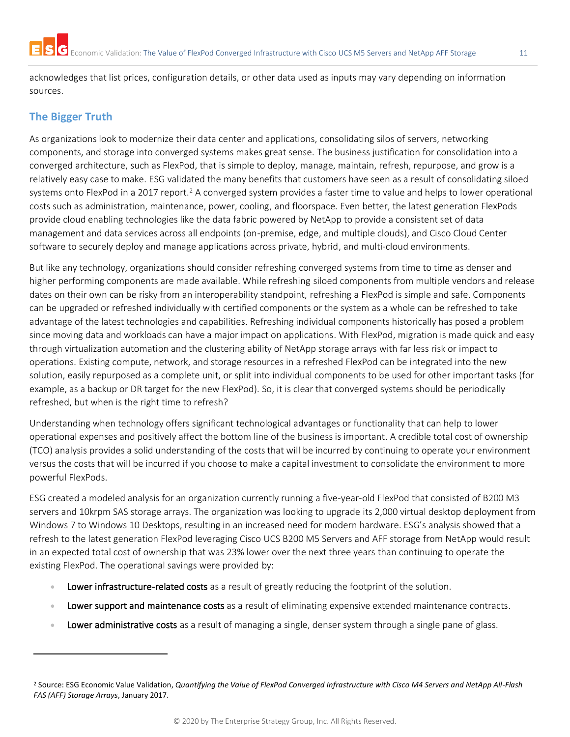acknowledges that list prices, configuration details, or other data used as inputs may vary depending on information sources.

## The Bigger Truth

As organizations look to modernize their data center and applications, consolidating silos of servers, networking components, and storage into converged systems makes great sense. The business justification for consolidation into a converged architecture, such as FlexPod, that is simple to deploy, manage, maintain, refresh, repurpose, and grow is a relatively easy case to make. ESG validated the many benefits that customers have seen as a result of consolidating siloed systems onto FlexPod in a 2017 report.[2] A converged system provides a faster time to value and helps to lower operational costs such as administration, maintenance, power, cooling, and floorspace. Even better, the latest generation FlexPods provide cloud enabling technologies like the data fabric powered by NetApp to provide a consistent set of data management and data services across all endpoints (on-premise, edge, and multiple clouds), and Cisco Cloud Center software to securely deploy and manage applications across private, hybrid, and multi-cloud environments.

But like any technology, organizations should consider refreshing converged systems from time to time as denser and higher performing components are made available. While refreshing siloed components from multiple vendors and release dates on their own can be risky from an interoperability standpoint, refreshing a FlexPod is simple and safe. Components can be upgraded or refreshed individually with certified components or the system as a whole can be refreshed to take advantage of the latest technologies and capabilities. Refreshing individual components historically has posed a problem since moving data and workloads can have a major impact on applications. With FlexPod, migration is made quick and easy through virtualization automation and the clustering ability of NetApp storage arrays with far less risk or impact to operations. Existing compute, network, and storage resources in a refreshed FlexPod can be integrated into the new solution, easily repurposed as a complete unit, or split into individual components to be used for other important tasks (for example, as a backup or DR target for the new FlexPod). So, it is clear that converged systems should be periodically refreshed, but when is the right time to refresh?

Understanding when technology offers significant technological advantages or functionality that can help to lower operational expenses and positively affect the bottom line of the business is important. A credible total cost of ownership (TCO) analysis provides a solid understanding of the costs that will be incurred by continuing to operate your environment versus the costs that will be incurred if you choose to make a capital investment to consolidate the environment to more powerful FlexPods.

ESG created a modeled analysis for an organization currently running a five-year-old FlexPod that consisted of B200 M3 servers and 10krpm SAS storage arrays. The organization was looking to upgrade its 2,000 virtual desktop deployment from Windows 7 to Windows 10 Desktops, resulting in an increased need for modern hardware. ESG's analysis showed that a refresh to the latest generation FlexPod leveraging Cisco UCS B200 M5 Servers and AFF storage from NetApp would result in an expected total cost of ownership that was 23% lower over the next three years than continuing to operate the existing FlexPod. The operational savings were provided by:

- Lower infrastructure-related costs as a result of greatly reducing the footprint of the solution.
- Lower support and maintenance costs as a result of eliminating expensive extended maintenance contracts.
- Lower administrative costs as a result of managing a single, denser system through a single pane of glass.

---

[2] Source: ESG Economic Value Validation, *Quantifying the Value of FlexPod Converged Infrastructure with Cisco M4 Servers and NetApp All-Flash FAS (AFF) Storage Arrays*, January 2017.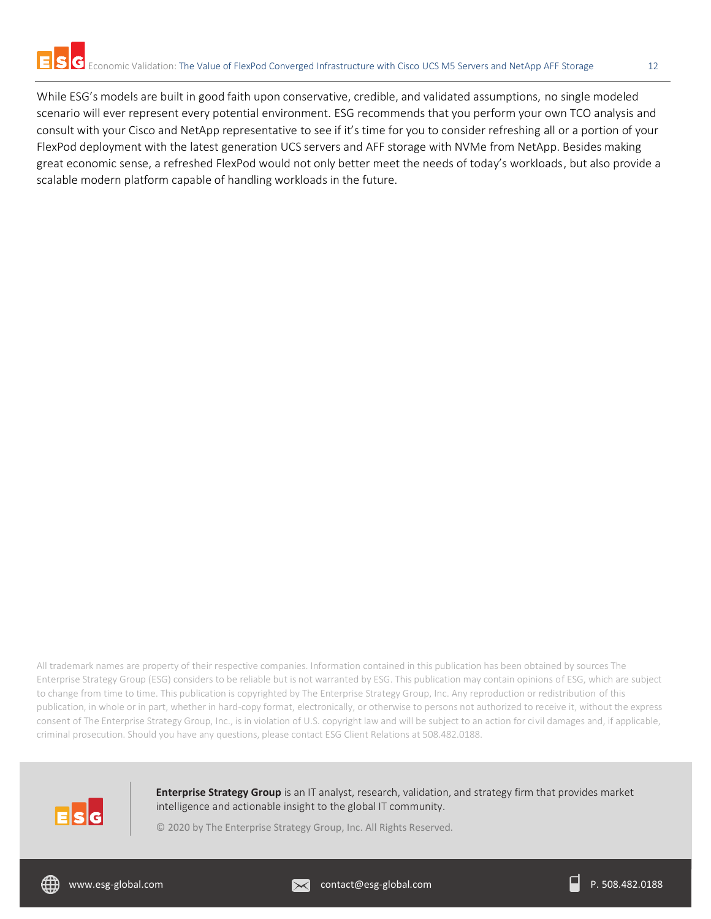While ESG's models are built in good faith upon conservative, credible, and validated assumptions, no single modeled scenario will ever represent every potential environment. ESG recommends that you perform your own TCO analysis and consult with your Cisco and NetApp representative to see if it's time for you to consider refreshing all or a portion of your FlexPod deployment with the latest generation UCS servers and AFF storage with NVMe from NetApp. Besides making great economic sense, a refreshed FlexPod would not only better meet the needs of today's workloads, but also provide a scalable modern platform capable of handling workloads in the future.

All trademark names are property of their respective companies. Information contained in this publication has been obtained by sources The Enterprise Strategy Group (ESG) considers to be reliable but is not warranted by ESG. This publication may contain opinions of ESG, which are subject to change from time to time. This publication is copyrighted by The Enterprise Strategy Group, Inc. Any reproduction or redistribution of this publication, in whole or in part, whether in hard-copy format, electronically, or otherwise to persons not authorized to receive it, without the express consent of The Enterprise Strategy Group, Inc., is in violation of U.S. copyright law and will be subject to an action for civil damages and, if applicable, criminal prosecution. Should you have any questions, please contact ESG Client Relations at 508.482.0188.

**Enterprise Strategy Group** is an IT analyst, research, validation, and strategy firm that provides market intelligence and actionable insight to the global IT community.

© 2020 by The Enterprise Strategy Group, Inc. All Rights Reserved.

www.esg-global.com contact@esg-global.com P. 508.482.0188